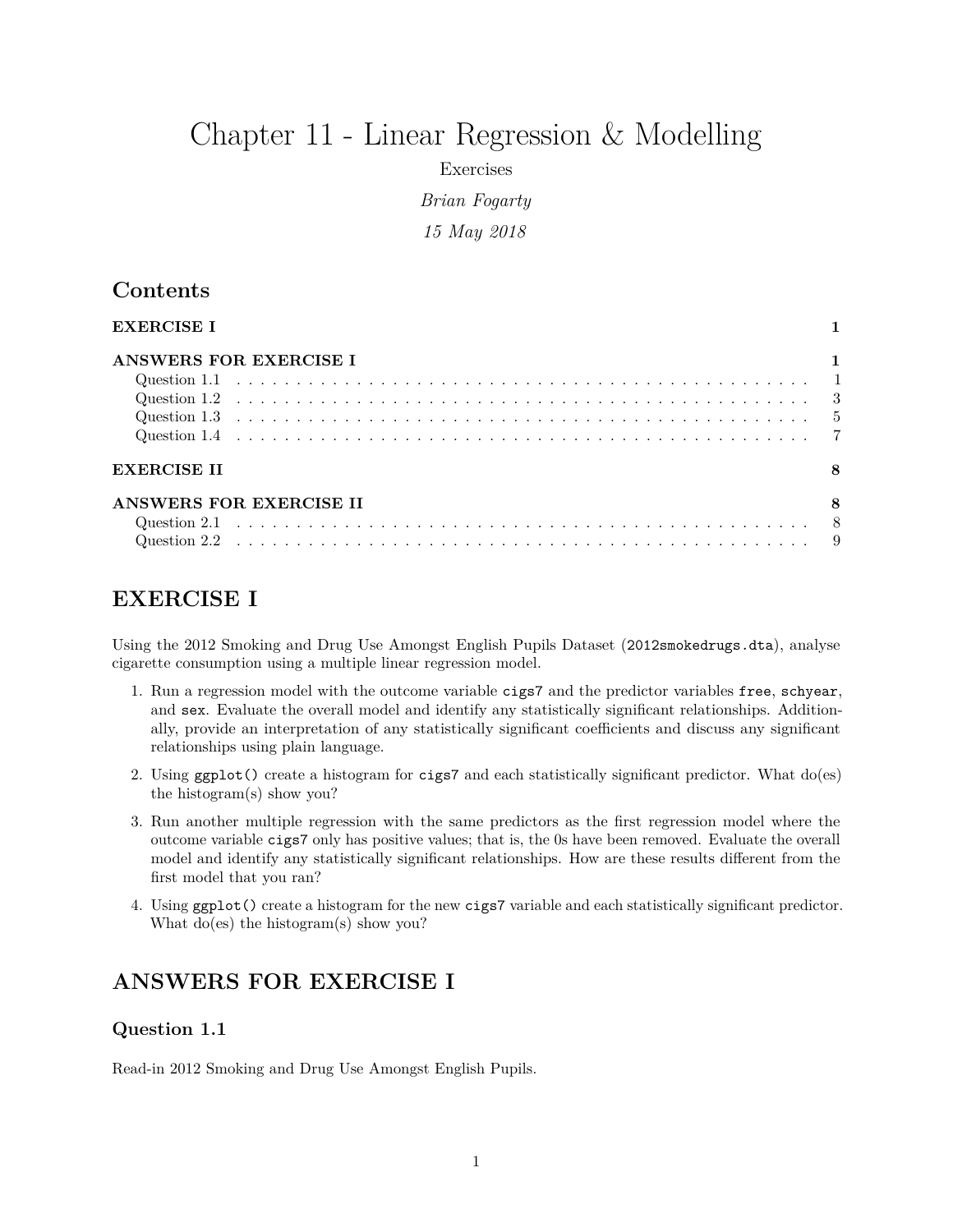# Chapter 11 - Linear Regression & Modelling

Exercises

*Brian Fogarty*

*15 May 2018*

## Contents

**EXERCISE I** **1**

**ANSWERS FOR EXERCISE I** **1**

- Question 1.1 . . . 1
- Question 1.2 . . . 3
- Question 1.3 . . . 5
- Question 1.4 . . . 7

**EXERCISE II** **8**

**ANSWERS FOR EXERCISE II** **8**

- Question 2.1 . . . 8
- Question 2.2 . . . 9

## EXERCISE I

Using the 2012 Smoking and Drug Use Amongst English Pupils Dataset (`2012smokedrugs.dta`), analyse cigarette consumption using a multiple linear regression model.

1. Run a regression model with the outcome variable `cigs7` and the predictor variables `free`, `schyear`, and `sex`. Evaluate the overall model and identify any statistically significant relationships. Additionally, provide an interpretation of any statistically significant coefficients and discuss any significant relationships using plain language.
2. Using `ggplot()` create a histogram for `cigs7` and each statistically significant predictor. What do(es) the histogram(s) show you?
3. Run another multiple regression with the same predictors as the first regression model where the outcome variable `cigs7` only has positive values; that is, the 0s have been removed. Evaluate the overall model and identify any statistically significant relationships. How are these results different from the first model that you ran?
4. Using `ggplot()` create a histogram for the new `cigs7` variable and each statistically significant predictor. What do(es) the histogram(s) show you?

## ANSWERS FOR EXERCISE I

### Question 1.1

Read-in 2012 Smoking and Drug Use Amongst English Pupils.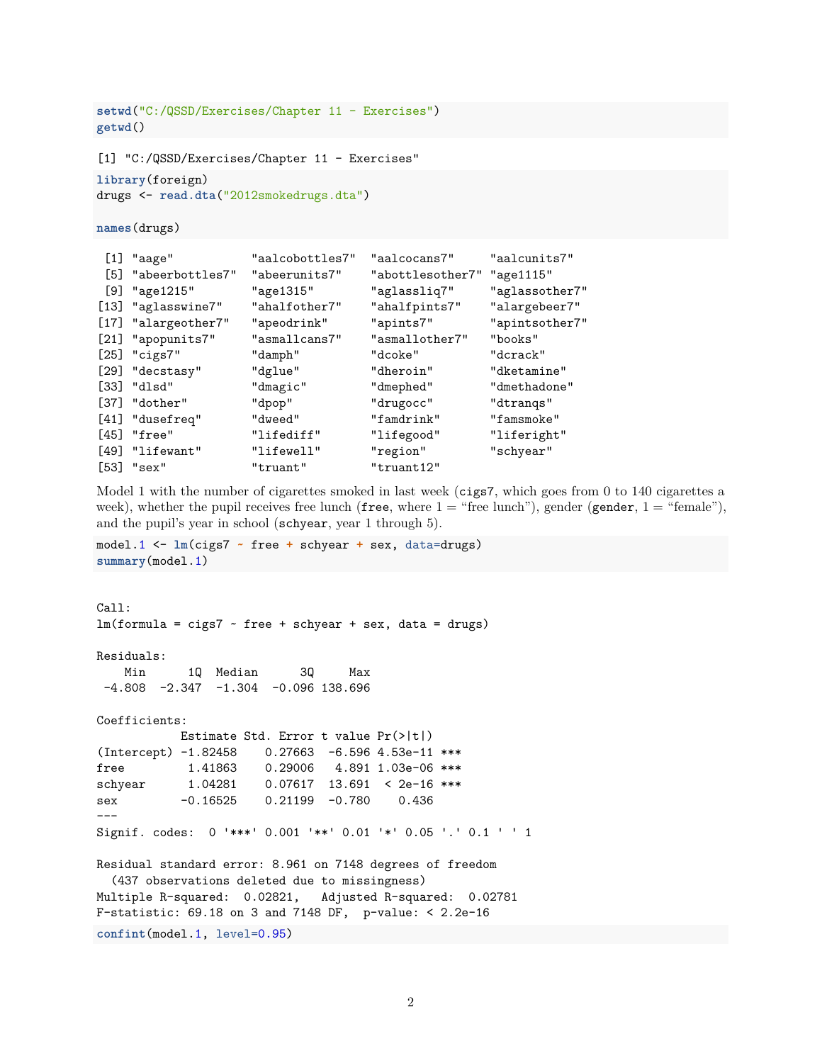```r
setwd("C:/QSSD/Exercises/Chapter 11 - Exercises")
getwd()
```

```
[1] "C:/QSSD/Exercises/Chapter 11 - Exercises"
```

```r
library(foreign)
drugs <- read.dta("2012smokedrugs.dta")

names(drugs)
```

```
 [1] "aage"           "aalcobottles7"  "aalcocans7"     "aalcunits7"
 [5] "abeerbottles7"  "abeerunits7"    "abottlesother7" "age1115"
 [9] "age1215"        "age1315"        "aglassliq7"     "aglassother7"
[13] "aglasswine7"    "ahalfother7"    "ahalfpints7"    "alargebeer7"
[17] "alargeother7"   "apeodrink"      "apints7"        "apintsother7"
[21] "apopunits7"     "asmallcans7"    "asmallother7"   "books"
[25] "cigs7"          "damph"          "dcoke"          "dcrack"
[29] "decstasy"       "dglue"          "dheroin"        "dketamine"
[33] "dlsd"           "dmagic"         "dmephed"        "dmethadone"
[37] "dother"         "dpop"           "drugocc"        "dtranqs"
[41] "dusefreq"       "dweed"          "famdrink"       "famsmoke"
[45] "free"           "lifediff"       "lifegood"       "liferight"
[49] "lifewant"       "lifewell"       "region"         "schyear"
[53] "sex"            "truant"         "truant12"
```

Model 1 with the number of cigarettes smoked in last week (`cigs7`, which goes from 0 to 140 cigarettes a week), whether the pupil receives free lunch (`free`, where 1 = “free lunch”), gender (`gender`, 1 = “female”), and the pupil’s year in school (`schyear`, year 1 through 5).

```r
model.1 <- lm(cigs7 ~ free + schyear + sex, data=drugs)
summary(model.1)
```

```
Call:
lm(formula = cigs7 ~ free + schyear + sex, data = drugs)

Residuals:
    Min      1Q  Median      3Q     Max 
 -4.808  -2.347  -1.304  -0.096 138.696 

Coefficients:
            Estimate Std. Error t value Pr(>|t|)    
(Intercept) -1.82458    0.27663  -6.596 4.53e-11 ***
free         1.41863    0.29006   4.891 1.03e-06 ***
schyear      1.04281    0.07617  13.691  < 2e-16 ***
sex         -0.16525    0.21199  -0.780    0.436    
---
Signif. codes:  0 '***' 0.001 '**' 0.01 '*' 0.05 '.' 0.1 ' ' 1

Residual standard error: 8.961 on 7148 degrees of freedom
  (437 observations deleted due to missingness)
Multiple R-squared:  0.02821,   Adjusted R-squared:  0.02781 
F-statistic: 69.18 on 3 and 7148 DF,  p-value: < 2.2e-16
```

```r
confint(model.1, level=0.95)
```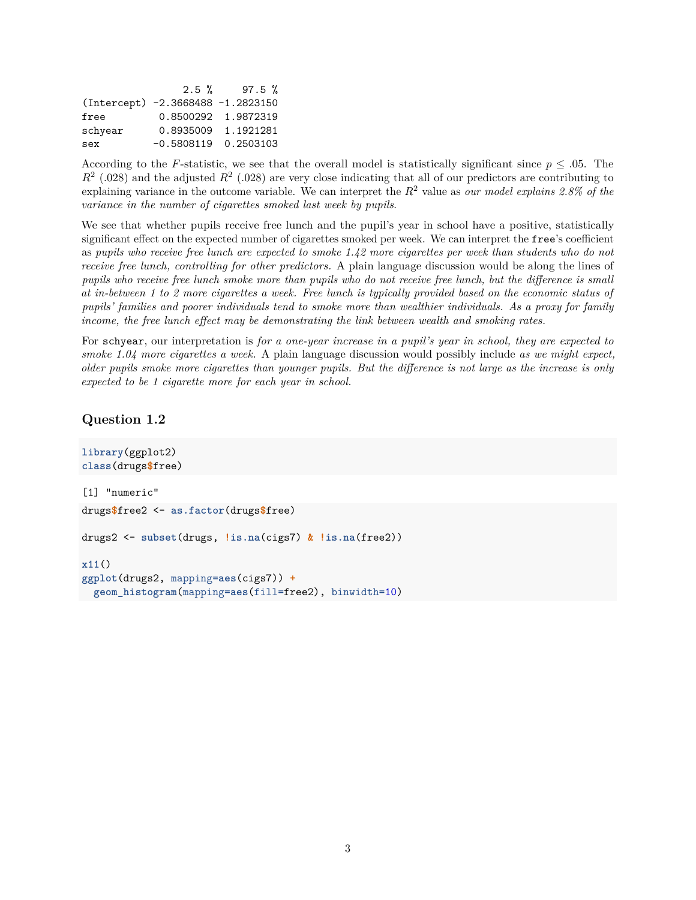```
                 2.5 %     97.5 %
(Intercept) -2.3668488 -1.2823150
free         0.8500292  1.9872319
schyear      0.8935009  1.1921281
sex         -0.5808119  0.2503103
```

According to the $F$-statistic, we see that the overall model is statistically significant since $p \leq .05$. The $R^2$ (.028) and the adjusted $R^2$ (.028) are very close indicating that all of our predictors are contributing to explaining variance in the outcome variable. We can interpret the $R^2$ value as *our model explains 2.8% of the variance in the number of cigarettes smoked last week by pupils.*

We see that whether pupils receive free lunch and the pupil's year in school have a positive, statistically significant effect on the expected number of cigarettes smoked per week. We can interpret the `free`'s coefficient as *pupils who receive free lunch are expected to smoke 1.42 more cigarettes per week than students who do not receive free lunch, controlling for other predictors.* A plain language discussion would be along the lines of *pupils who receive free lunch smoke more than pupils who do not receive free lunch, but the difference is small at in-between 1 to 2 more cigarettes a week. Free lunch is typically provided based on the economic status of pupils' families and poorer individuals tend to smoke more than wealthier individuals. As a proxy for family income, the free lunch effect may be demonstrating the link between wealth and smoking rates.*

For `schyear`, our interpretation is *for a one-year increase in a pupil's year in school, they are expected to smoke 1.04 more cigarettes a week.* A plain language discussion would possibly include *as we might expect, older pupils smoke more cigarettes than younger pupils. But the difference is not large as the increase is only expected to be 1 cigarette more for each year in school.*

## Question 1.2

```r
library(ggplot2)
class(drugs$free)
```

```
[1] "numeric"
```

```r
drugs$free2 <- as.factor(drugs$free)

drugs2 <- subset(drugs, !is.na(cigs7) & !is.na(free2))

x11()
ggplot(drugs2, mapping=aes(cigs7)) +
  geom_histogram(mapping=aes(fill=free2), binwidth=10)
```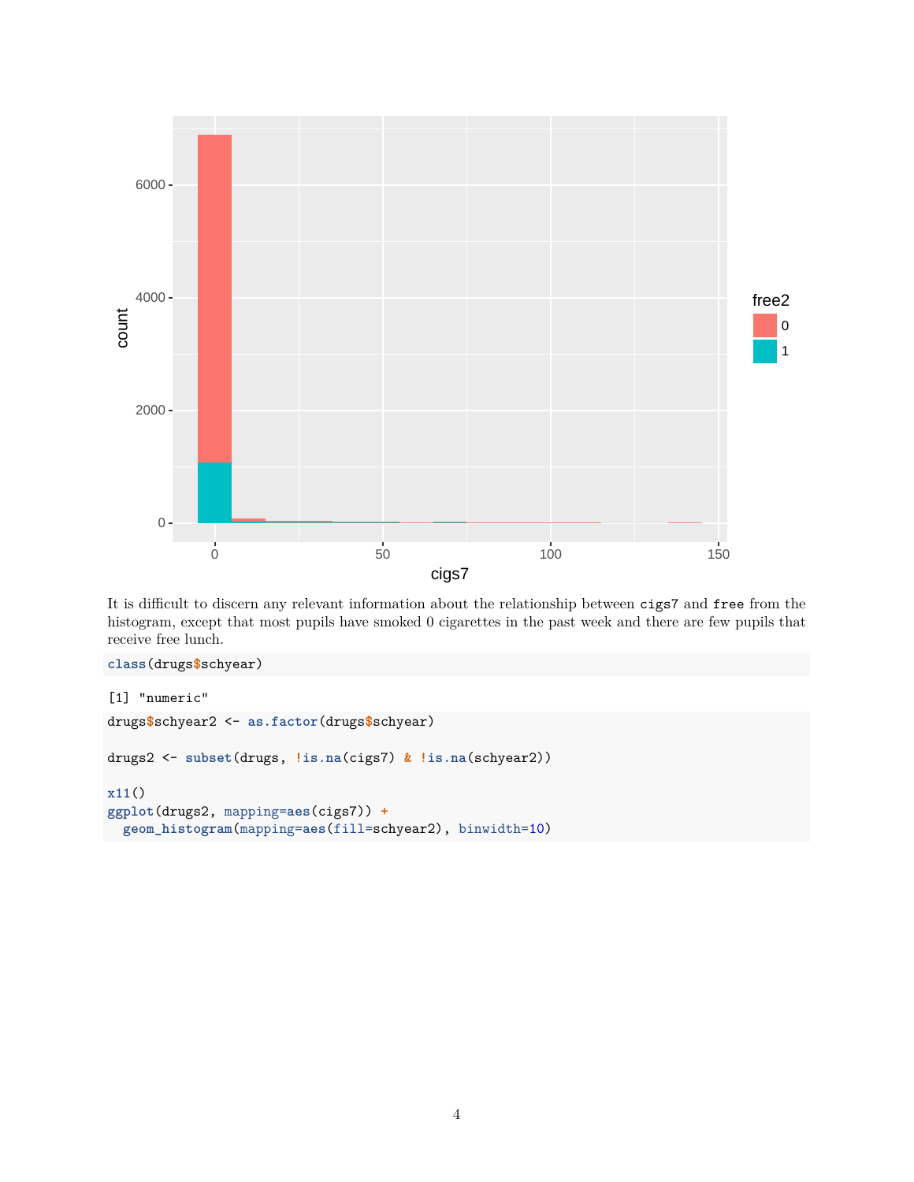It is difficult to discern any relevant information about the relationship between `cigs7` and `free` from the histogram, except that most pupils have smoked 0 cigarettes in the past week and there are few pupils that receive free lunch.

```
class(drugs$schyear)
```

```
[1] "numeric"
```

```
drugs$schyear2 <- as.factor(drugs$schyear)

drugs2 <- subset(drugs, !is.na(cigs7) & !is.na(schyear2))

x11()
ggplot(drugs2, mapping=aes(cigs7)) +
  geom_histogram(mapping=aes(fill=schyear2), binwidth=10)
```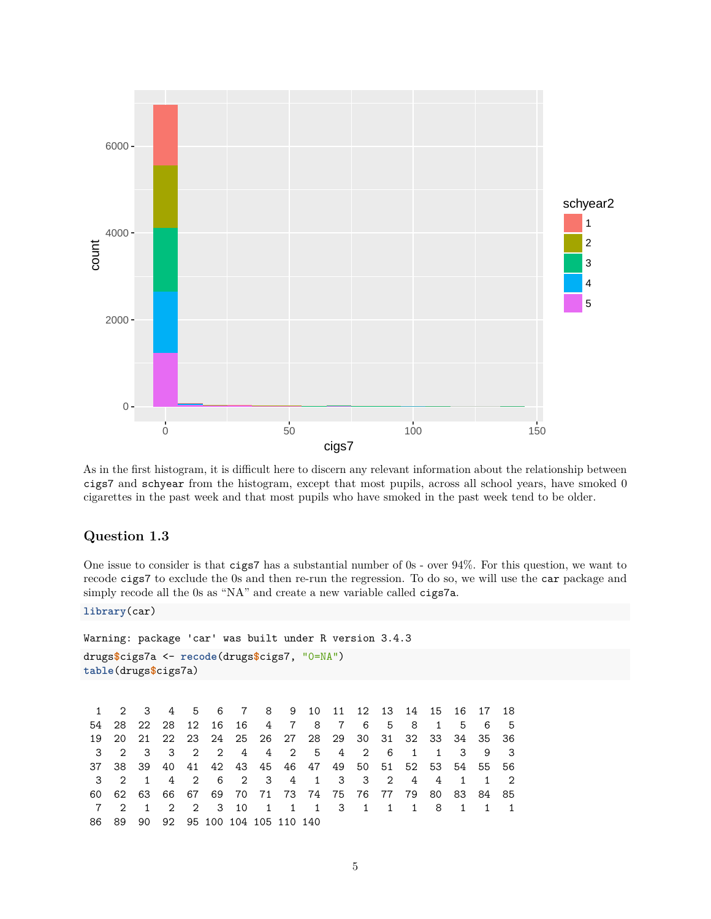As in the first histogram, it is difficult here to discern any relevant information about the relationship between `cigs7` and `schyear` from the histogram, except that most pupils, across all school years, have smoked 0 cigarettes in the past week and that most pupils who have smoked in the past week tend to be older.

### Question 1.3

One issue to consider is that `cigs7` has a substantial number of 0s - over 94%. For this question, we want to recode `cigs7` to exclude the 0s and then re-run the regression. To do so, we will use the `car` package and simply recode all the 0s as "NA" and create a new variable called `cigs7a`.

```
library(car)
```

```
Warning: package 'car' was built under R version 3.4.3
```

```
drugs$cigs7a <- recode(drugs$cigs7, "0=NA")
table(drugs$cigs7a)
```

```
  1   2   3   4   5   6   7   8   9  10  11  12  13  14  15  16  17  18
 54  28  22  28  12  16  16   4   7   8   7   6   5   8   1   5   6   5
 19  20  21  22  23  24  25  26  27  28  29  30  31  32  33  34  35  36
  3   2   3   3   2   2   4   4   2   5   4   2   6   1   1   3   9   3
 37  38  39  40  41  42  43  45  46  47  49  50  51  52  53  54  55  56
  3   2   1   4   2   6   2   3   4   1   3   3   2   4   4   1   1   2
 60  62  63  66  67  69  70  71  73  74  75  76  77  79  80  83  84  85
  7   2   1   2   2   3  10   1   1   1   3   1   1   1   8   1   1   1
 86  89  90  92  95 100 104 105 110 140
```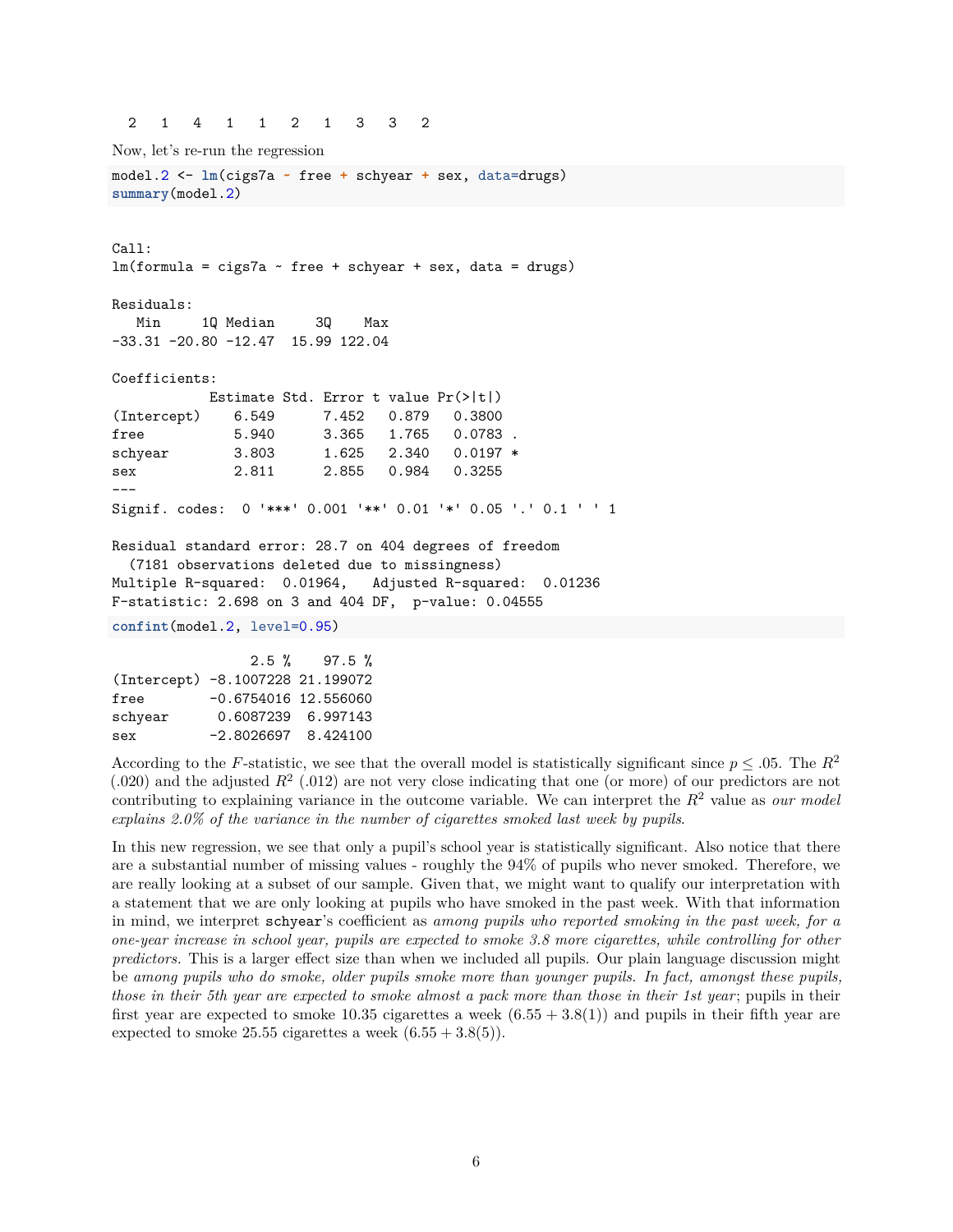```
  2   1   4   1   1   2   1   3   3   2
```

Now, let's re-run the regression

```
model.2 <- lm(cigs7a ~ free + schyear + sex, data=drugs)
summary(model.2)
```

```

Call:
lm(formula = cigs7a ~ free + schyear + sex, data = drugs)

Residuals:
   Min     1Q Median     3Q    Max 
-33.31 -20.80 -12.47  15.99 122.04 

Coefficients:
            Estimate Std. Error t value Pr(>|t|)  
(Intercept)    6.549      7.452   0.879   0.3800  
free           5.940      3.365   1.765   0.0783 .
schyear        3.803      1.625   2.340   0.0197 *
sex            2.811      2.855   0.984   0.3255  
---
Signif. codes:  0 '***' 0.001 '**' 0.01 '*' 0.05 '.' 0.1 ' ' 1

Residual standard error: 28.7 on 404 degrees of freedom
  (7181 observations deleted due to missingness)
Multiple R-squared:  0.01964,   Adjusted R-squared:  0.01236 
F-statistic: 2.698 on 3 and 404 DF,  p-value: 0.04555
```

```
confint(model.2, level=0.95)
```

```
                 2.5 %    97.5 %
(Intercept) -8.1007228 21.199072
free        -0.6754016 12.556060
schyear      0.6087239  6.997143
sex         -2.8026697  8.424100
```

According to the $F$-statistic, we see that the overall model is statistically significant since $p \leq .05$. The $R^2$ (.020) and the adjusted $R^2$ (.012) are not very close indicating that one (or more) of our predictors are not contributing to explaining variance in the outcome variable. We can interpret the $R^2$ value as *our model explains 2.0% of the variance in the number of cigarettes smoked last week by pupils*.

In this new regression, we see that only a pupil's school year is statistically significant. Also notice that there are a substantial number of missing values - roughly the 94% of pupils who never smoked. Therefore, we are really looking at a subset of our sample. Given that, we might want to qualify our interpretation with a statement that we are only looking at pupils who have smoked in the past week. With that information in mind, we interpret `schyear`'s coefficient as *among pupils who reported smoking in the past week, for a one-year increase in school year, pupils are expected to smoke 3.8 more cigarettes, while controlling for other predictors.* This is a larger effect size than when we included all pupils. Our plain language discussion might be *among pupils who do smoke, older pupils smoke more than younger pupils. In fact, amongst these pupils, those in their 5th year are expected to smoke almost a pack more than those in their 1st year*; pupils in their first year are expected to smoke 10.35 cigarettes a week $(6.55 + 3.8(1))$ and pupils in their fifth year are expected to smoke 25.55 cigarettes a week $(6.55 + 3.8(5))$.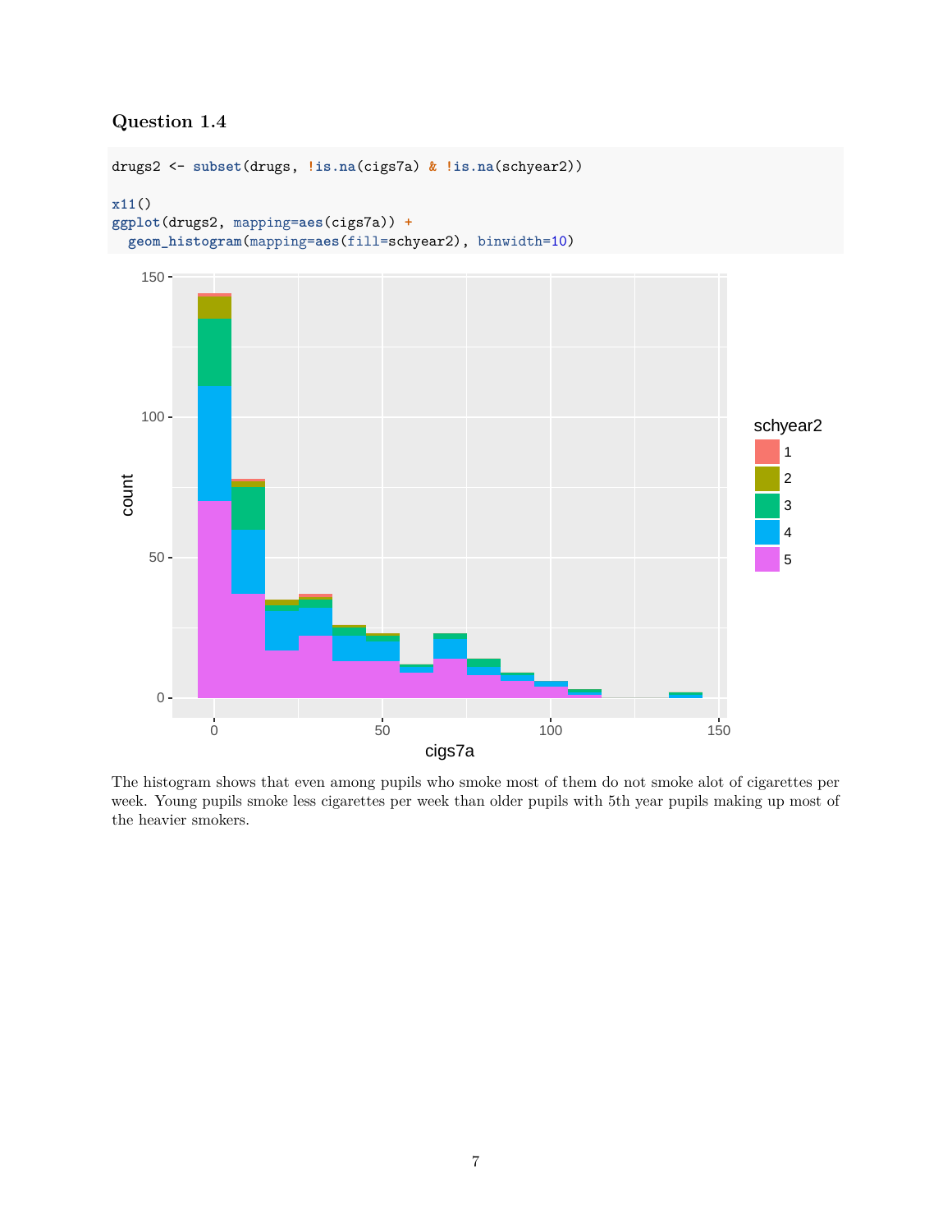### Question 1.4

```
drugs2 <- subset(drugs, !is.na(cigs7a) & !is.na(schyear2))

x11()
ggplot(drugs2, mapping=aes(cigs7a)) +
  geom_histogram(mapping=aes(fill=schyear2), binwidth=10)
```

The histogram shows that even among pupils who smoke most of them do not smoke alot of cigarettes per week. Young pupils smoke less cigarettes per week than older pupils with 5th year pupils making up most of the heavier smokers.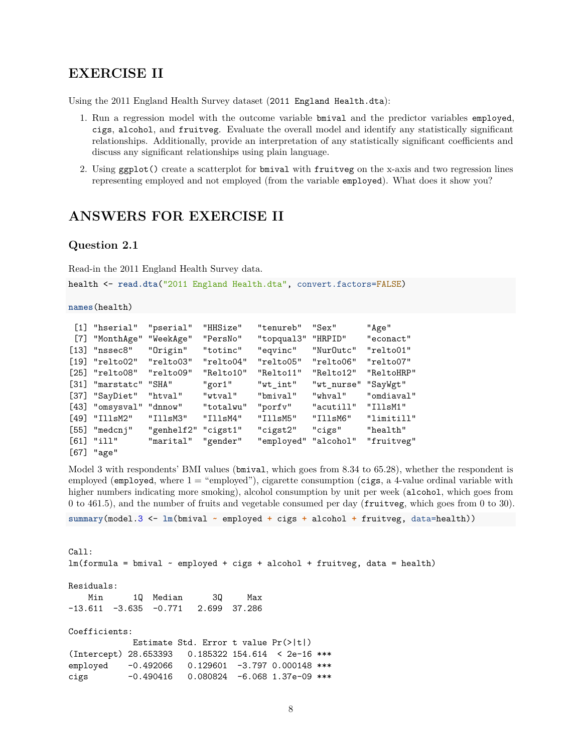## EXERCISE II

Using the 2011 England Health Survey dataset (`2011 England Health.dta`):

1. Run a regression model with the outcome variable `bmival` and the predictor variables `employed`, `cigs`, `alcohol`, and `fruitveg`. Evaluate the overall model and identify any statistically significant relationships. Additionally, provide an interpretation of any statistically significant coefficients and discuss any significant relationships using plain language.
2. Using `ggplot()` create a scatterplot for `bmival` with `fruitveg` on the x-axis and two regression lines representing employed and not employed (from the variable `employed`). What does it show you?

## ANSWERS FOR EXERCISE II

### Question 2.1

Read-in the 2011 England Health Survey data.

```
health <- read.dta("2011 England Health.dta", convert.factors=FALSE)

names(health)
```

```
 [1] "hserial"  "pserial"  "HHSize"   "tenureb"  "Sex"      "Age"
 [7] "MonthAge" "WeekAge"  "PersNo"   "topqual3" "HRPID"    "econact"
[13] "nssec8"   "Origin"   "totinc"   "eqvinc"   "NurOutc"  "relto01"
[19] "relto02"  "relto03"  "relto04"  "relto05"  "relto06"  "relto07"
[25] "relto08"  "relto09"  "Relto10"  "Relto11"  "Relto12"  "ReltoHRP"
[31] "marstatc" "SHA"      "gor1"     "wt_int"   "wt_nurse" "SayWgt"
[37] "SayDiet"  "htval"    "wtval"    "bmival"   "whval"    "omdiaval"
[43] "omsysval" "dnnow"    "totalwu"  "porfv"    "acutill"  "IllsM1"
[49] "IllsM2"   "IllsM3"   "IllsM4"   "IllsM5"   "IllsM6"   "limitill"
[55] "medcnj"   "genhelf2" "cigst1"   "cigst2"   "cigs"     "health"
[61] "ill"      "marital"  "gender"   "employed" "alcohol"  "fruitveg"
[67] "age"
```

Model 3 with respondents' BMI values (`bmival`, which goes from 8.34 to 65.28), whether the respondent is employed (`employed`, where 1 = "employed"), cigarette consumption (`cigs`, a 4-value ordinal variable with higher numbers indicating more smoking), alcohol consumption by unit per week (`alcohol`, which goes from 0 to 461.5), and the number of fruits and vegetable consumed per day (`fruitveg`, which goes from 0 to 30).

```
summary(model.3 <- lm(bmival ~ employed + cigs + alcohol + fruitveg, data=health))
```

```

Call:
lm(formula = bmival ~ employed + cigs + alcohol + fruitveg, data = health)

Residuals:
    Min      1Q  Median      3Q     Max
-13.611  -3.635  -0.771   2.699  37.286

Coefficients:
             Estimate Std. Error t value Pr(>|t|)
(Intercept) 28.653393   0.185322 154.614  < 2e-16 ***
employed    -0.492066   0.129601  -3.797 0.000148 ***
cigs        -0.490416   0.080824  -6.068 1.37e-09 ***
```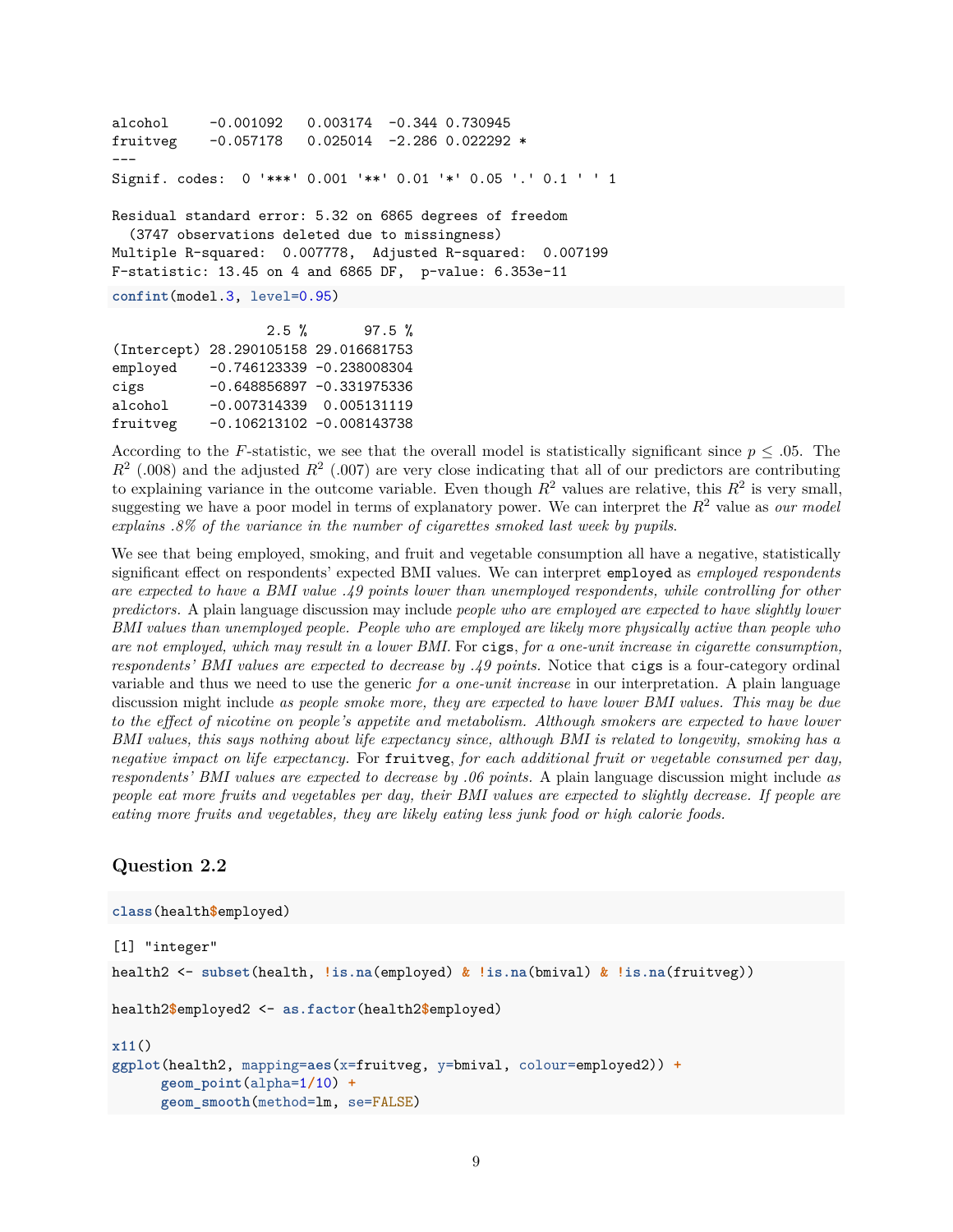```
alcohol     -0.001092   0.003174  -0.344 0.730945    
fruitveg    -0.057178   0.025014  -2.286 0.022292 *  
---
Signif. codes:  0 '***' 0.001 '**' 0.01 '*' 0.05 '.' 0.1 ' ' 1

Residual standard error: 5.32 on 6865 degrees of freedom
  (3747 observations deleted due to missingness)
Multiple R-squared:  0.007778,  Adjusted R-squared:  0.007199 
F-statistic: 13.45 on 4 and 6865 DF,  p-value: 6.353e-11
```

```
confint(model.3, level=0.95)
```

```
                   2.5 %       97.5 %
(Intercept) 28.290105158 29.016681753
employed    -0.746123339 -0.238008304
cigs        -0.648856897 -0.331975336
alcohol     -0.007314339  0.005131119
fruitveg    -0.106213102 -0.008143738
```

According to the $F$-statistic, we see that the overall model is statistically significant since $p \leq .05$. The $R^2$ (.008) and the adjusted $R^2$ (.007) are very close indicating that all of our predictors are contributing to explaining variance in the outcome variable. Even though $R^2$ values are relative, this $R^2$ is very small, suggesting we have a poor model in terms of explanatory power. We can interpret the $R^2$ value as *our model explains .8% of the variance in the number of cigarettes smoked last week by pupils.*

We see that being employed, smoking, and fruit and vegetable consumption all have a negative, statistically significant effect on respondents' expected BMI values. We can interpret `employed` as *employed respondents are expected to have a BMI value .49 points lower than unemployed respondents, while controlling for other predictors.* A plain language discussion may include *people who are employed are expected to have slightly lower BMI values than unemployed people. People who are employed are likely more physically active than people who are not employed, which may result in a lower BMI.* For `cigs`, *for a one-unit increase in cigarette consumption, respondents' BMI values are expected to decrease by .49 points.* Notice that `cigs` is a four-category ordinal variable and thus we need to use the generic *for a one-unit increase* in our interpretation. A plain language discussion might include *as people smoke more, they are expected to have lower BMI values. This may be due to the effect of nicotine on people's appetite and metabolism. Although smokers are expected to have lower BMI values, this says nothing about life expectancy since, although BMI is related to longevity, smoking has a negative impact on life expectancy.* For `fruitveg`, *for each additional fruit or vegetable consumed per day, respondents' BMI values are expected to decrease by .06 points.* A plain language discussion might include *as people eat more fruits and vegetables per day, their BMI values are expected to slightly decrease. If people are eating more fruits and vegetables, they are likely eating less junk food or high calorie foods.*

## Question 2.2

```
class(health$employed)
```

```
[1] "integer"
```

```
health2 <- subset(health, !is.na(employed) & !is.na(bmival) & !is.na(fruitveg))

health2$employed2 <- as.factor(health2$employed)

x11()
ggplot(health2, mapping=aes(x=fruitveg, y=bmival, colour=employed2)) +
      geom_point(alpha=1/10) +
      geom_smooth(method=lm, se=FALSE)
```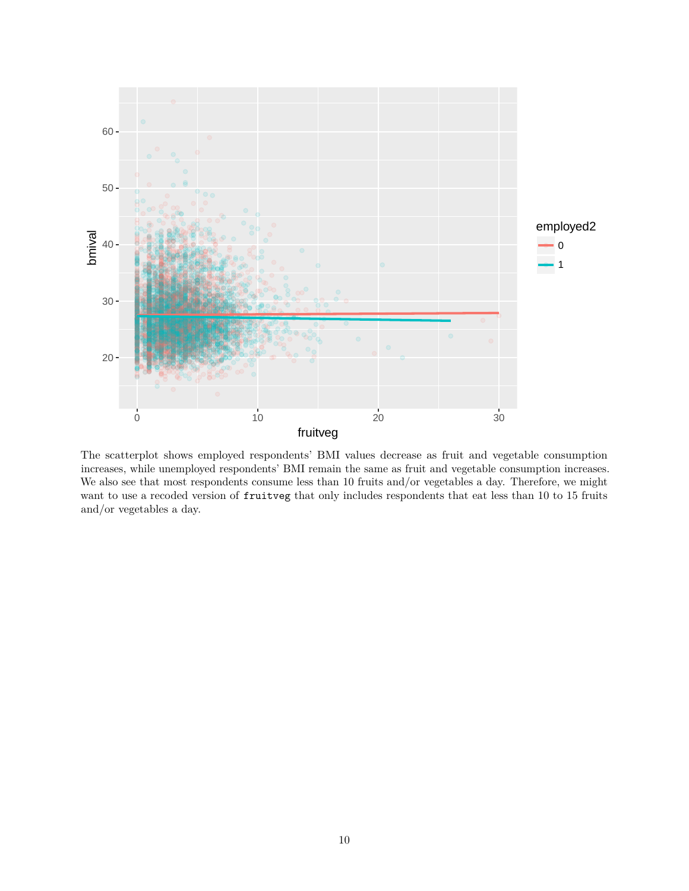60
50
40
30
20
bmival
0
10
20
30
fruitveg
employed2
0
1

The scatterplot shows employed respondents' BMI values decrease as fruit and vegetable consumption increases, while unemployed respondents' BMI remain the same as fruit and vegetable consumption increases. We also see that most respondents consume less than 10 fruits and/or vegetables a day. Therefore, we might want to use a recoded version of `fruitveg` that only includes respondents that eat less than 10 to 15 fruits and/or vegetables a day.